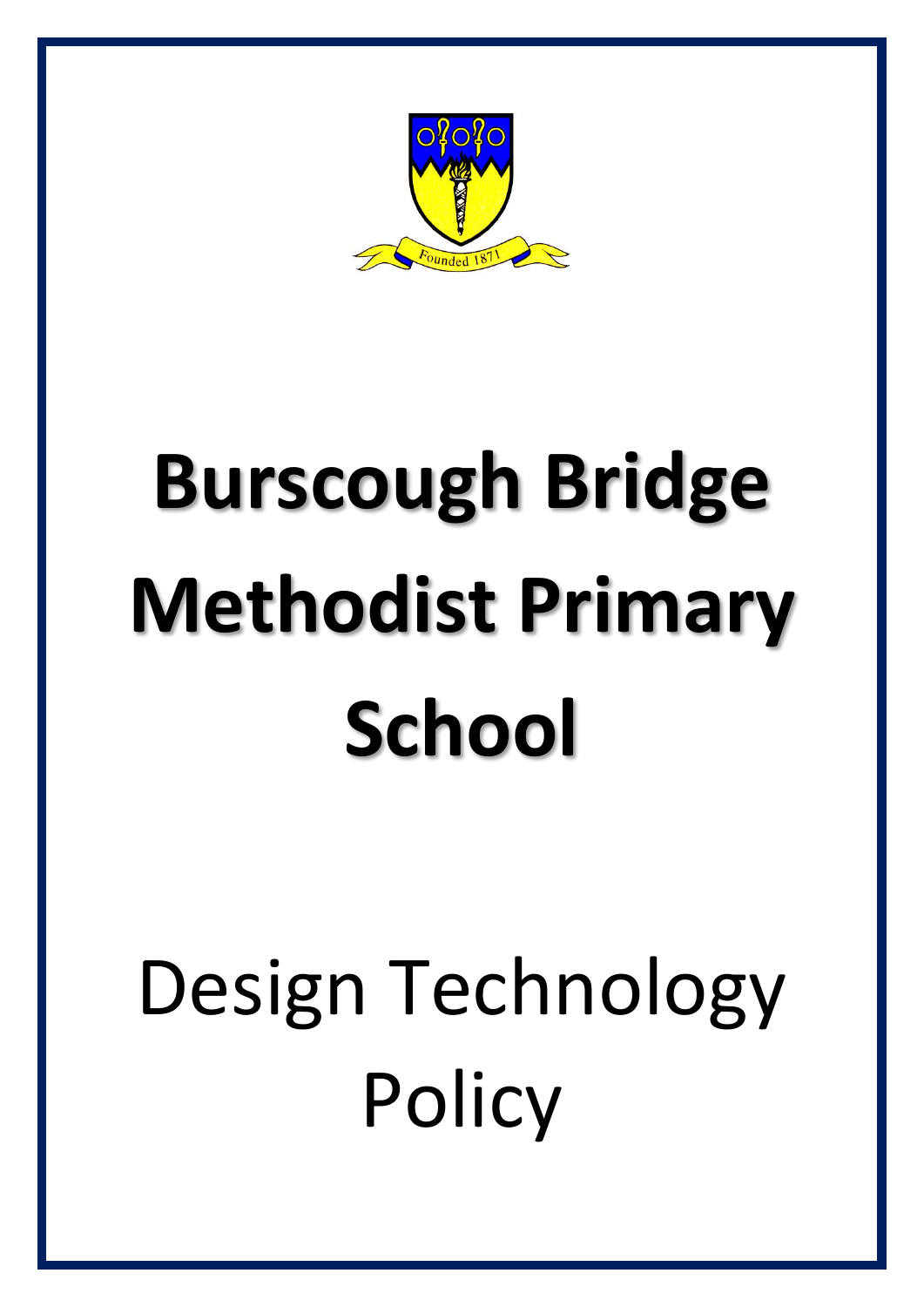# Burscough Bridge Methodist Primary School

# Design Technology Policy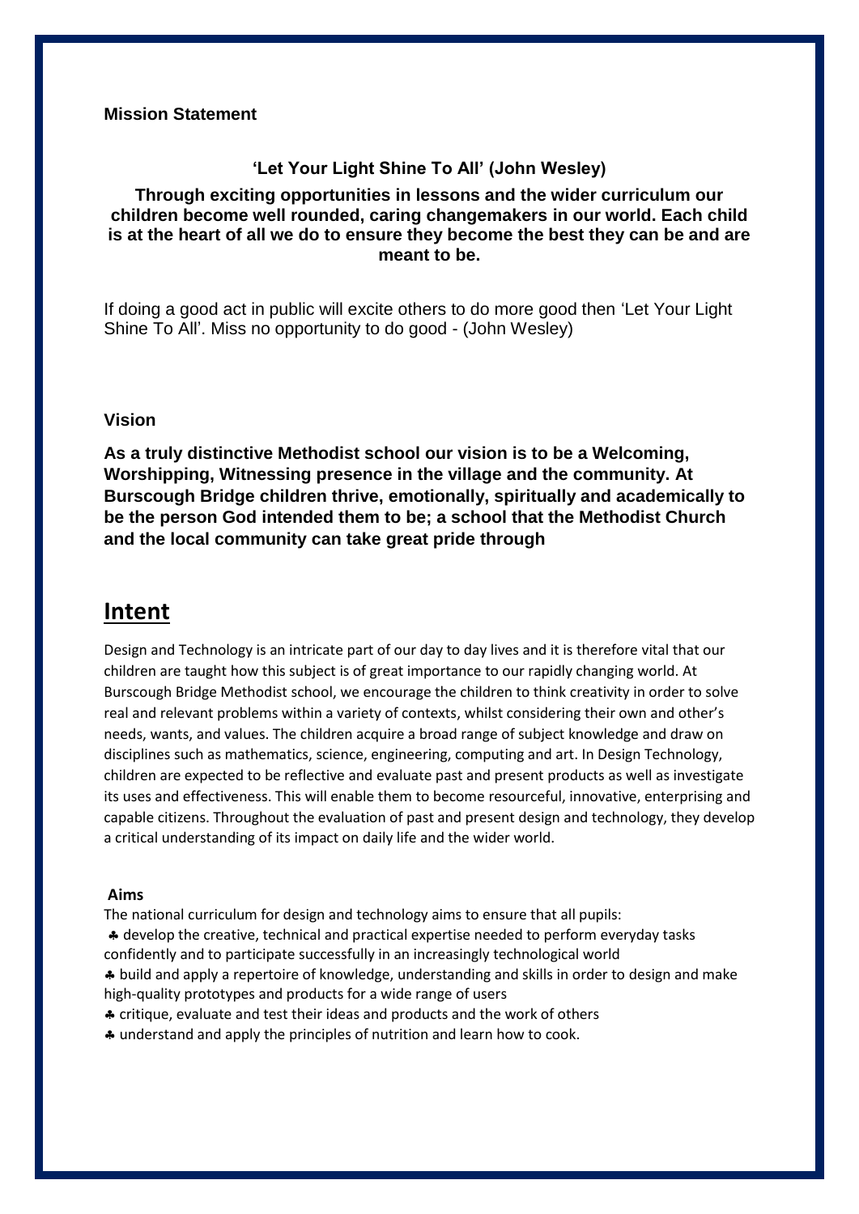**Mission Statement**

**'Let Your Light Shine To All' (John Wesley)**

**Through exciting opportunities in lessons and the wider curriculum our children become well rounded, caring changemakers in our world. Each child is at the heart of all we do to ensure they become the best they can be and are meant to be.**

If doing a good act in public will excite others to do more good then 'Let Your Light Shine To All'. Miss no opportunity to do good - (John Wesley)

**Vision**

**As a truly distinctive Methodist school our vision is to be a Welcoming, Worshipping, Witnessing presence in the village and the community. At Burscough Bridge children thrive, emotionally, spiritually and academically to be the person God intended them to be; a school that the Methodist Church and the local community can take great pride through**

# Intent

Design and Technology is an intricate part of our day to day lives and it is therefore vital that our children are taught how this subject is of great importance to our rapidly changing world. At Burscough Bridge Methodist school, we encourage the children to think creativity in order to solve real and relevant problems within a variety of contexts, whilst considering their own and other's needs, wants, and values. The children acquire a broad range of subject knowledge and draw on disciplines such as mathematics, science, engineering, computing and art. In Design Technology, children are expected to be reflective and evaluate past and present products as well as investigate its uses and effectiveness. This will enable them to become resourceful, innovative, enterprising and capable citizens. Throughout the evaluation of past and present design and technology, they develop a critical understanding of its impact on daily life and the wider world.

**Aims**

The national curriculum for design and technology aims to ensure that all pupils:

- develop the creative, technical and practical expertise needed to perform everyday tasks confidently and to participate successfully in an increasingly technological world
- build and apply a repertoire of knowledge, understanding and skills in order to design and make high-quality prototypes and products for a wide range of users
- critique, evaluate and test their ideas and products and the work of others
- understand and apply the principles of nutrition and learn how to cook.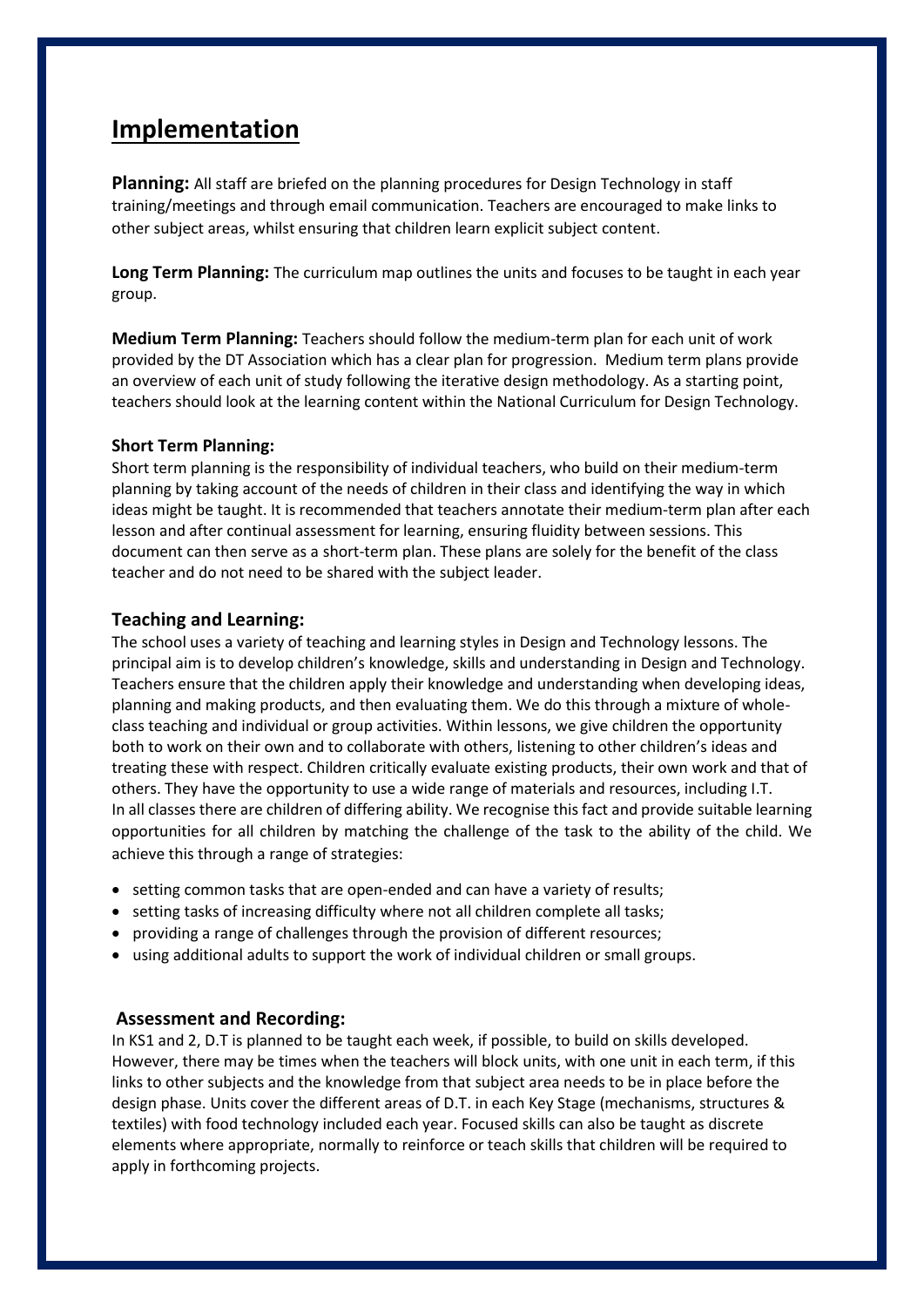# Implementation

**Planning:** All staff are briefed on the planning procedures for Design Technology in staff training/meetings and through email communication. Teachers are encouraged to make links to other subject areas, whilst ensuring that children learn explicit subject content.

**Long Term Planning:** The curriculum map outlines the units and focuses to be taught in each year group.

**Medium Term Planning:** Teachers should follow the medium-term plan for each unit of work provided by the DT Association which has a clear plan for progression. Medium term plans provide an overview of each unit of study following the iterative design methodology. As a starting point, teachers should look at the learning content within the National Curriculum for Design Technology.

**Short Term Planning:**

Short term planning is the responsibility of individual teachers, who build on their medium-term planning by taking account of the needs of children in their class and identifying the way in which ideas might be taught. It is recommended that teachers annotate their medium-term plan after each lesson and after continual assessment for learning, ensuring fluidity between sessions. This document can then serve as a short-term plan. These plans are solely for the benefit of the class teacher and do not need to be shared with the subject leader.

## Teaching and Learning:

The school uses a variety of teaching and learning styles in Design and Technology lessons. The principal aim is to develop children's knowledge, skills and understanding in Design and Technology. Teachers ensure that the children apply their knowledge and understanding when developing ideas, planning and making products, and then evaluating them. We do this through a mixture of whole-class teaching and individual or group activities. Within lessons, we give children the opportunity both to work on their own and to collaborate with others, listening to other children's ideas and treating these with respect. Children critically evaluate existing products, their own work and that of others. They have the opportunity to use a wide range of materials and resources, including I.T.

In all classes there are children of differing ability. We recognise this fact and provide suitable learning opportunities for all children by matching the challenge of the task to the ability of the child. We achieve this through a range of strategies:

- setting common tasks that are open-ended and can have a variety of results;
- setting tasks of increasing difficulty where not all children complete all tasks;
- providing a range of challenges through the provision of different resources;
- using additional adults to support the work of individual children or small groups.

## Assessment and Recording:

In KS1 and 2, D.T is planned to be taught each week, if possible, to build on skills developed. However, there may be times when the teachers will block units, with one unit in each term, if this links to other subjects and the knowledge from that subject area needs to be in place before the design phase. Units cover the different areas of D.T. in each Key Stage (mechanisms, structures & textiles) with food technology included each year. Focused skills can also be taught as discrete elements where appropriate, normally to reinforce or teach skills that children will be required to apply in forthcoming projects.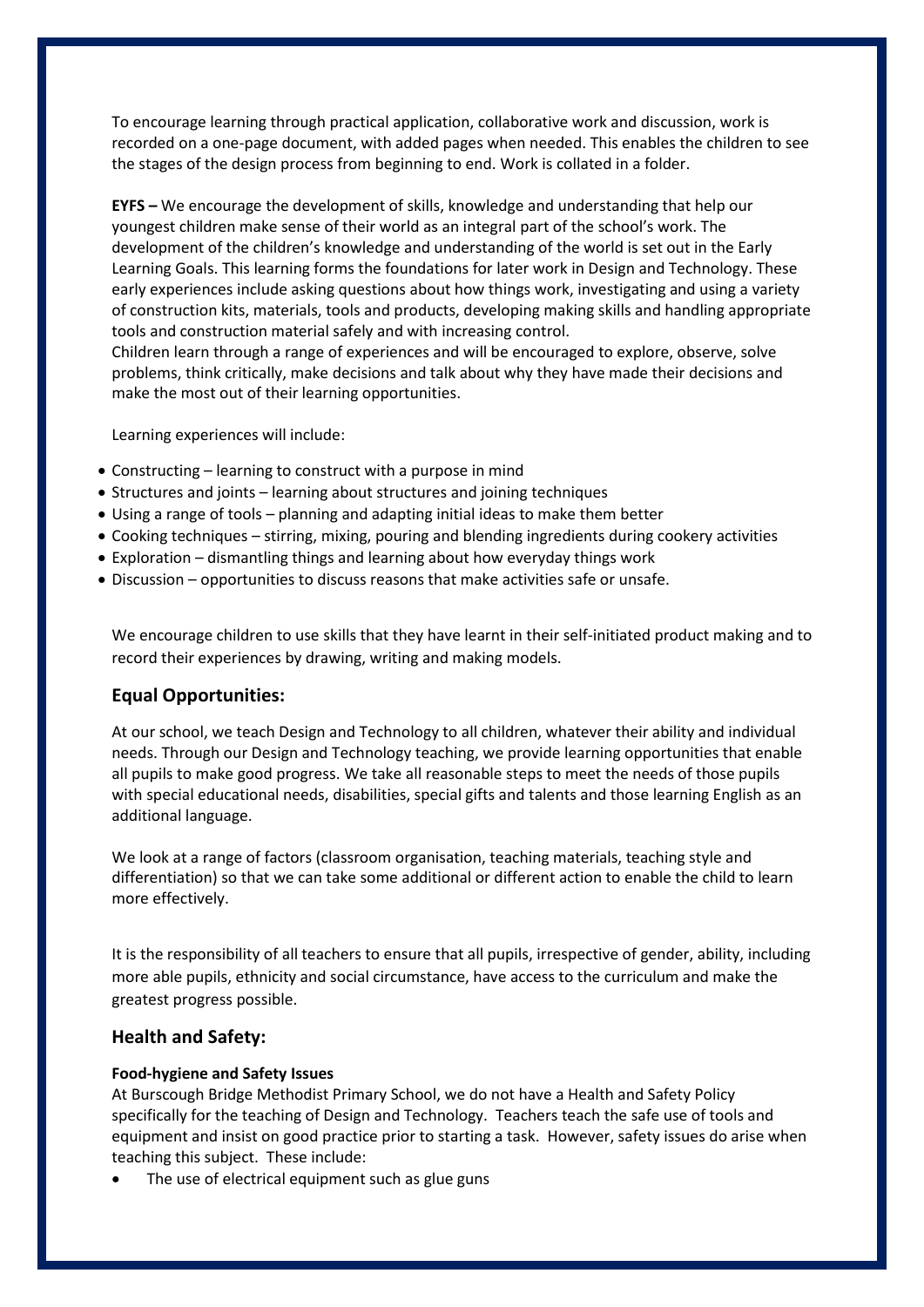To encourage learning through practical application, collaborative work and discussion, work is recorded on a one-page document, with added pages when needed. This enables the children to see the stages of the design process from beginning to end. Work is collated in a folder.

**EYFS –** We encourage the development of skills, knowledge and understanding that help our youngest children make sense of their world as an integral part of the school's work. The development of the children's knowledge and understanding of the world is set out in the Early Learning Goals. This learning forms the foundations for later work in Design and Technology. These early experiences include asking questions about how things work, investigating and using a variety of construction kits, materials, tools and products, developing making skills and handling appropriate tools and construction material safely and with increasing control.
Children learn through a range of experiences and will be encouraged to explore, observe, solve problems, think critically, make decisions and talk about why they have made their decisions and make the most out of their learning opportunities.

Learning experiences will include:

- Constructing – learning to construct with a purpose in mind
- Structures and joints – learning about structures and joining techniques
- Using a range of tools – planning and adapting initial ideas to make them better
- Cooking techniques – stirring, mixing, pouring and blending ingredients during cookery activities
- Exploration – dismantling things and learning about how everyday things work
- Discussion – opportunities to discuss reasons that make activities safe or unsafe.

We encourage children to use skills that they have learnt in their self-initiated product making and to record their experiences by drawing, writing and making models.

## Equal Opportunities:

At our school, we teach Design and Technology to all children, whatever their ability and individual needs. Through our Design and Technology teaching, we provide learning opportunities that enable all pupils to make good progress. We take all reasonable steps to meet the needs of those pupils with special educational needs, disabilities, special gifts and talents and those learning English as an additional language.

We look at a range of factors (classroom organisation, teaching materials, teaching style and differentiation) so that we can take some additional or different action to enable the child to learn more effectively.

It is the responsibility of all teachers to ensure that all pupils, irrespective of gender, ability, including more able pupils, ethnicity and social circumstance, have access to the curriculum and make the greatest progress possible.

## Health and Safety:

**Food-hygiene and Safety Issues**
At Burscough Bridge Methodist Primary School, we do not have a Health and Safety Policy specifically for the teaching of Design and Technology. Teachers teach the safe use of tools and equipment and insist on good practice prior to starting a task. However, safety issues do arise when teaching this subject. These include:

- The use of electrical equipment such as glue guns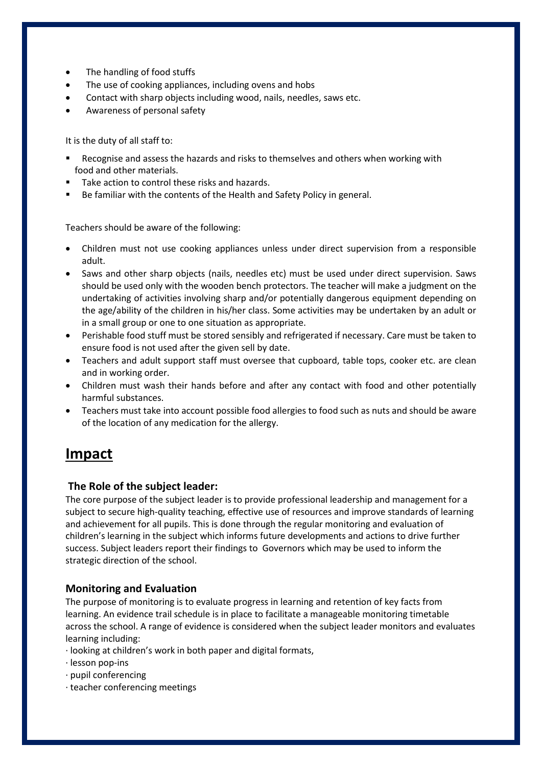- The handling of food stuffs
- The use of cooking appliances, including ovens and hobs
- Contact with sharp objects including wood, nails, needles, saws etc.
- Awareness of personal safety

It is the duty of all staff to:

- Recognise and assess the hazards and risks to themselves and others when working with food and other materials.
- Take action to control these risks and hazards.
- Be familiar with the contents of the Health and Safety Policy in general.

Teachers should be aware of the following:

- Children must not use cooking appliances unless under direct supervision from a responsible adult.
- Saws and other sharp objects (nails, needles etc) must be used under direct supervision. Saws should be used only with the wooden bench protectors. The teacher will make a judgment on the undertaking of activities involving sharp and/or potentially dangerous equipment depending on the age/ability of the children in his/her class. Some activities may be undertaken by an adult or in a small group or one to one situation as appropriate.
- Perishable food stuff must be stored sensibly and refrigerated if necessary. Care must be taken to ensure food is not used after the given sell by date.
- Teachers and adult support staff must oversee that cupboard, table tops, cooker etc. are clean and in working order.
- Children must wash their hands before and after any contact with food and other potentially harmful substances.
- Teachers must take into account possible food allergies to food such as nuts and should be aware of the location of any medication for the allergy.

# Impact

### The Role of the subject leader:

The core purpose of the subject leader is to provide professional leadership and management for a subject to secure high-quality teaching, effective use of resources and improve standards of learning and achievement for all pupils. This is done through the regular monitoring and evaluation of children's learning in the subject which informs future developments and actions to drive further success. Subject leaders report their findings to Governors which may be used to inform the strategic direction of the school.

### Monitoring and Evaluation

The purpose of monitoring is to evaluate progress in learning and retention of key facts from learning. An evidence trail schedule is in place to facilitate a manageable monitoring timetable across the school. A range of evidence is considered when the subject leader monitors and evaluates learning including:

· looking at children's work in both paper and digital formats,
· lesson pop-ins
· pupil conferencing
· teacher conferencing meetings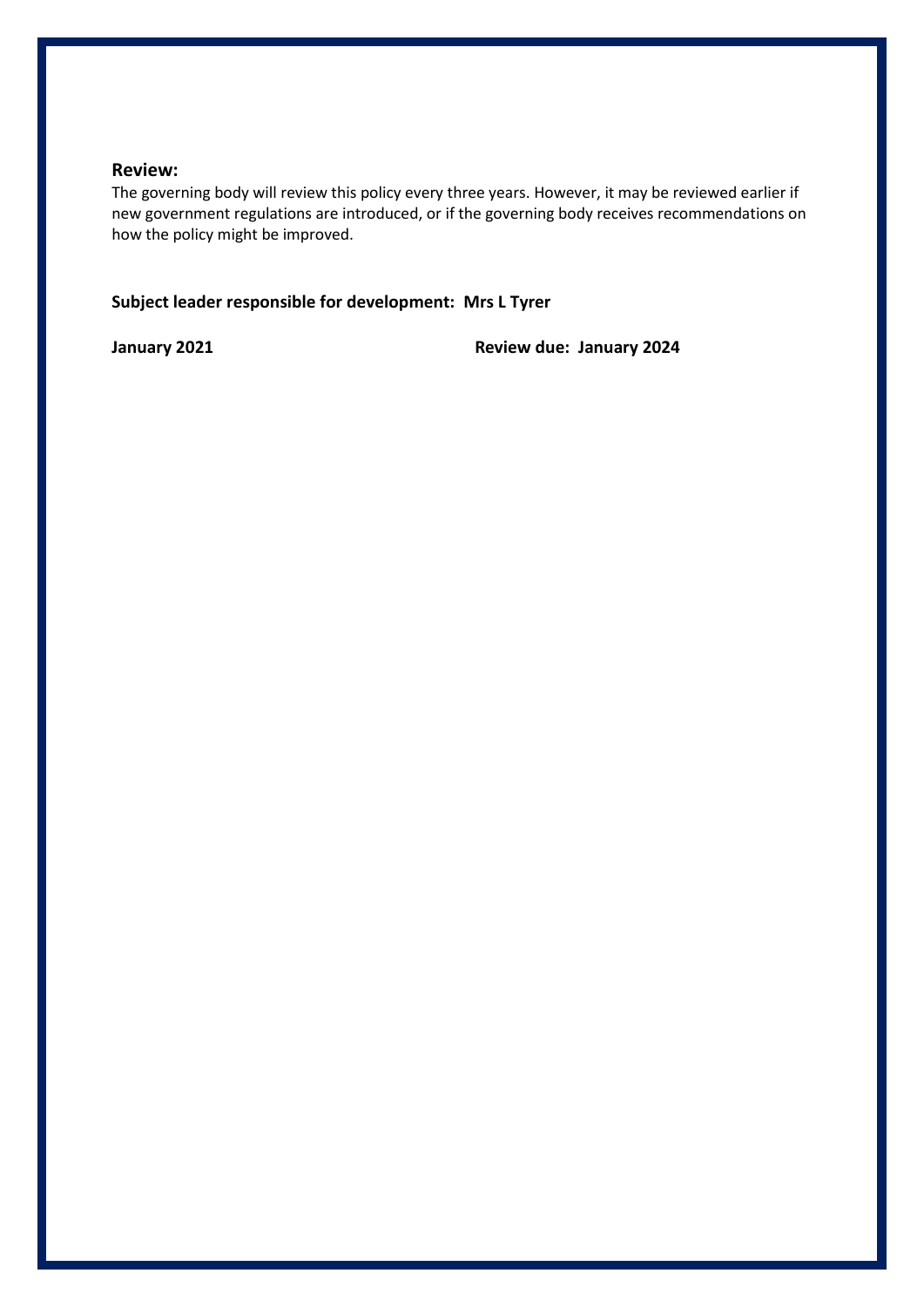### Review:

The governing body will review this policy every three years. However, it may be reviewed earlier if new government regulations are introduced, or if the governing body receives recommendations on how the policy might be improved.

**Subject leader responsible for development: Mrs L Tyrer**

**January 2021** **Review due: January 2024**